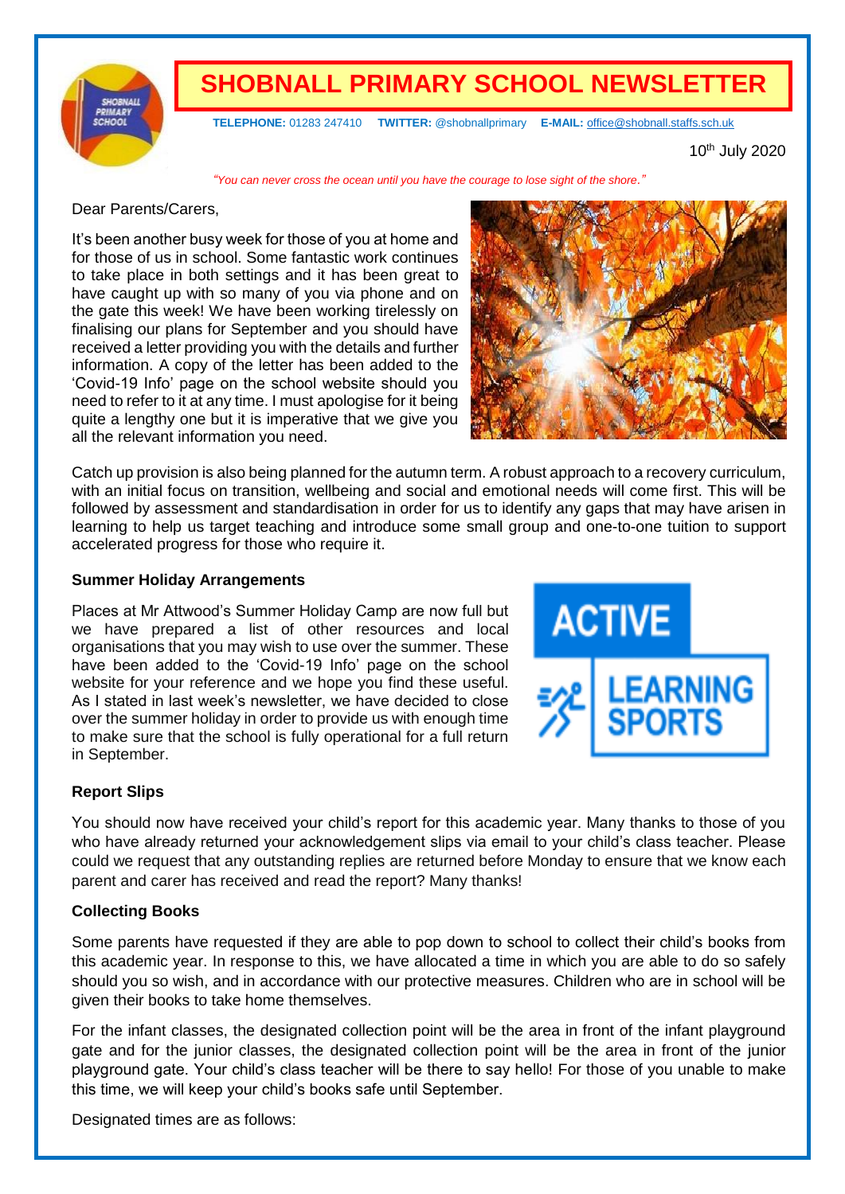# SHOBNALL PRIMARY SCHOOL NEWSLETTER

**TELEPHONE:** 01283 247410 **TWITTER:** @shobnallprimary **E-MAIL:** office@shobnall.staffs.sch.uk

10th July 2020

*"You can never cross the ocean until you have the courage to lose sight of the shore."*

Dear Parents/Carers,

It's been another busy week for those of you at home and for those of us in school. Some fantastic work continues to take place in both settings and it has been great to have caught up with so many of you via phone and on the gate this week! We have been working tirelessly on finalising our plans for September and you should have received a letter providing you with the details and further information. A copy of the letter has been added to the 'Covid-19 Info' page on the school website should you need to refer to it at any time. I must apologise for it being quite a lengthy one but it is imperative that we give you all the relevant information you need.

Catch up provision is also being planned for the autumn term. A robust approach to a recovery curriculum, with an initial focus on transition, wellbeing and social and emotional needs will come first. This will be followed by assessment and standardisation in order for us to identify any gaps that may have arisen in learning to help us target teaching and introduce some small group and one-to-one tuition to support accelerated progress for those who require it.

**Summer Holiday Arrangements**

Places at Mr Attwood's Summer Holiday Camp are now full but we have prepared a list of other resources and local organisations that you may wish to use over the summer. These have been added to the 'Covid-19 Info' page on the school website for your reference and we hope you find these useful. As I stated in last week's newsletter, we have decided to close over the summer holiday in order to provide us with enough time to make sure that the school is fully operational for a full return in September.

**Report Slips**

You should now have received your child's report for this academic year. Many thanks to those of you who have already returned your acknowledgement slips via email to your child's class teacher. Please could we request that any outstanding replies are returned before Monday to ensure that we know each parent and carer has received and read the report? Many thanks!

**Collecting Books**

Some parents have requested if they are able to pop down to school to collect their child's books from this academic year. In response to this, we have allocated a time in which you are able to do so safely should you so wish, and in accordance with our protective measures. Children who are in school will be given their books to take home themselves.

For the infant classes, the designated collection point will be the area in front of the infant playground gate and for the junior classes, the designated collection point will be the area in front of the junior playground gate. Your child's class teacher will be there to say hello! For those of you unable to make this time, we will keep your child's books safe until September.

Designated times are as follows: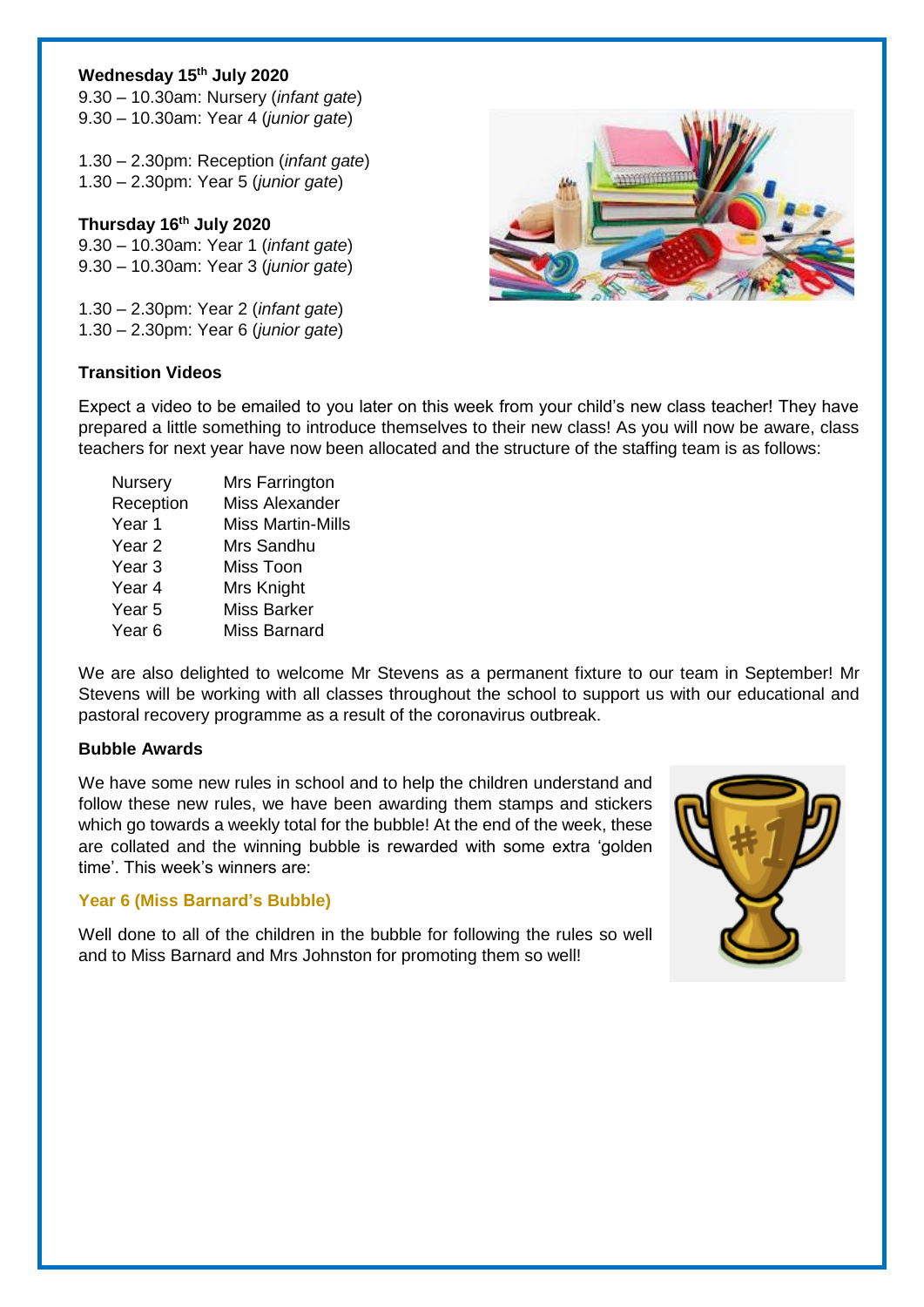**Wednesday 15th July 2020**

9.30 – 10.30am: Nursery (*infant gate*)
9.30 – 10.30am: Year 4 (*junior gate*)

1.30 – 2.30pm: Reception (*infant gate*)
1.30 – 2.30pm: Year 5 (*junior gate*)

**Thursday 16th July 2020**

9.30 – 10.30am: Year 1 (*infant gate*)
9.30 – 10.30am: Year 3 (*junior gate*)

1.30 – 2.30pm: Year 2 (*infant gate*)
1.30 – 2.30pm: Year 6 (*junior gate*)

**Transition Videos**

Expect a video to be emailed to you later on this week from your child's new class teacher! They have prepared a little something to introduce themselves to their new class! As you will now be aware, class teachers for next year have now been allocated and the structure of the staffing team is as follows:

| | |
|---|---|
| Nursery | Mrs Farrington |
| Reception | Miss Alexander |
| Year 1 | Miss Martin-Mills |
| Year 2 | Mrs Sandhu |
| Year 3 | Miss Toon |
| Year 4 | Mrs Knight |
| Year 5 | Miss Barker |
| Year 6 | Miss Barnard |

We are also delighted to welcome Mr Stevens as a permanent fixture to our team in September! Mr Stevens will be working with all classes throughout the school to support us with our educational and pastoral recovery programme as a result of the coronavirus outbreak.

**Bubble Awards**

We have some new rules in school and to help the children understand and follow these new rules, we have been awarding them stamps and stickers which go towards a weekly total for the bubble! At the end of the week, these are collated and the winning bubble is rewarded with some extra 'golden time'. This week's winners are:

**Year 6 (Miss Barnard's Bubble)**

Well done to all of the children in the bubble for following the rules so well and to Miss Barnard and Mrs Johnston for promoting them so well!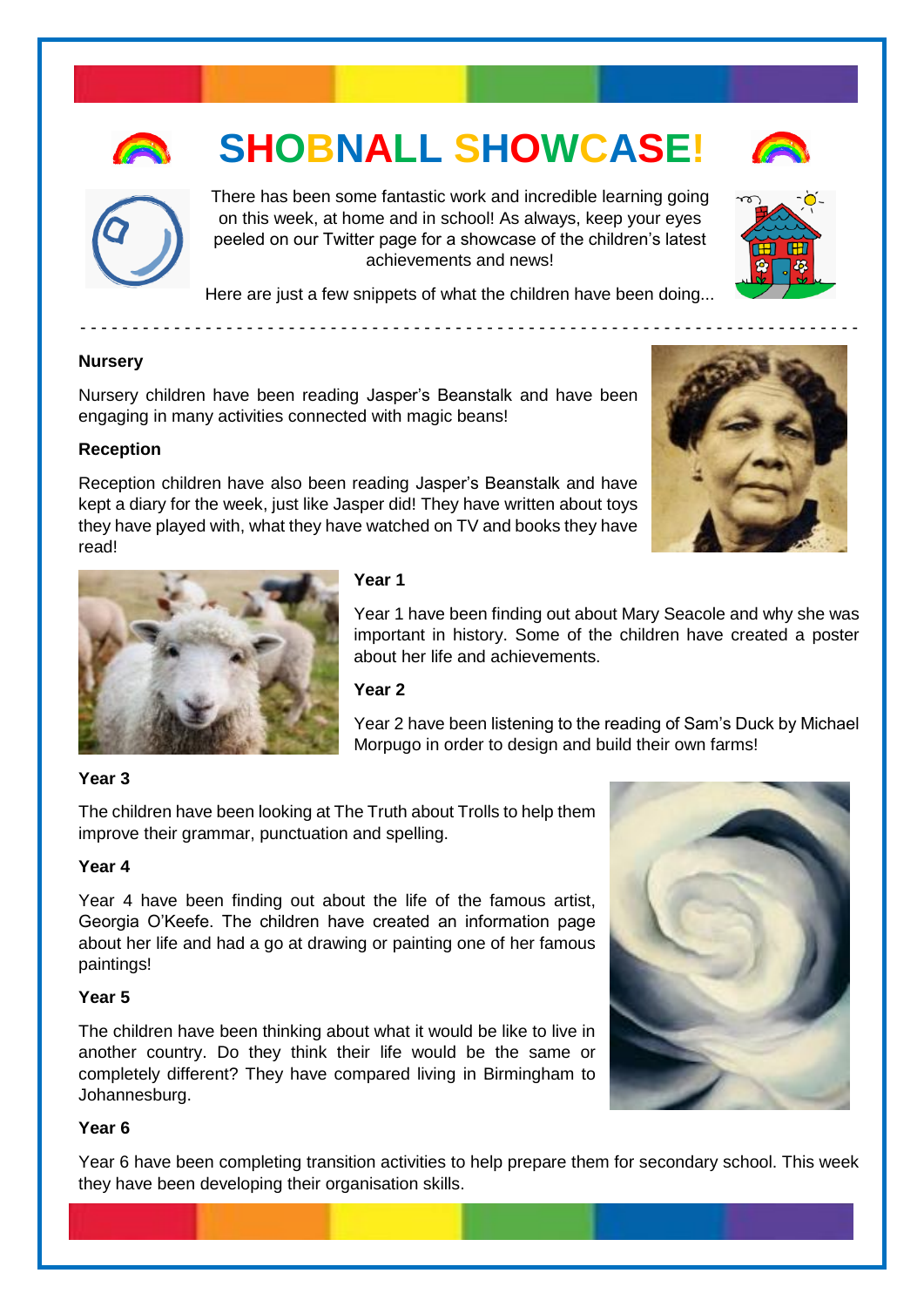# SHOBNALL SHOWCASE!

There has been some fantastic work and incredible learning going on this week, at home and in school! As always, keep your eyes peeled on our Twitter page for a showcase of the children's latest achievements and news!

Here are just a few snippets of what the children have been doing...

**Nursery**

Nursery children have been reading Jasper's Beanstalk and have been engaging in many activities connected with magic beans!

**Reception**

Reception children have also been reading Jasper's Beanstalk and have kept a diary for the week, just like Jasper did! They have written about toys they have played with, what they have watched on TV and books they have read!

**Year 1**

Year 1 have been finding out about Mary Seacole and why she was important in history. Some of the children have created a poster about her life and achievements.

**Year 2**

Year 2 have been listening to the reading of Sam's Duck by Michael Morpugo in order to design and build their own farms!

**Year 3**

The children have been looking at The Truth about Trolls to help them improve their grammar, punctuation and spelling.

**Year 4**

Year 4 have been finding out about the life of the famous artist, Georgia O'Keefe. The children have created an information page about her life and had a go at drawing or painting one of her famous paintings!

**Year 5**

The children have been thinking about what it would be like to live in another country. Do they think their life would be the same or completely different? They have compared living in Birmingham to Johannesburg.

**Year 6**

Year 6 have been completing transition activities to help prepare them for secondary school. This week they have been developing their organisation skills.